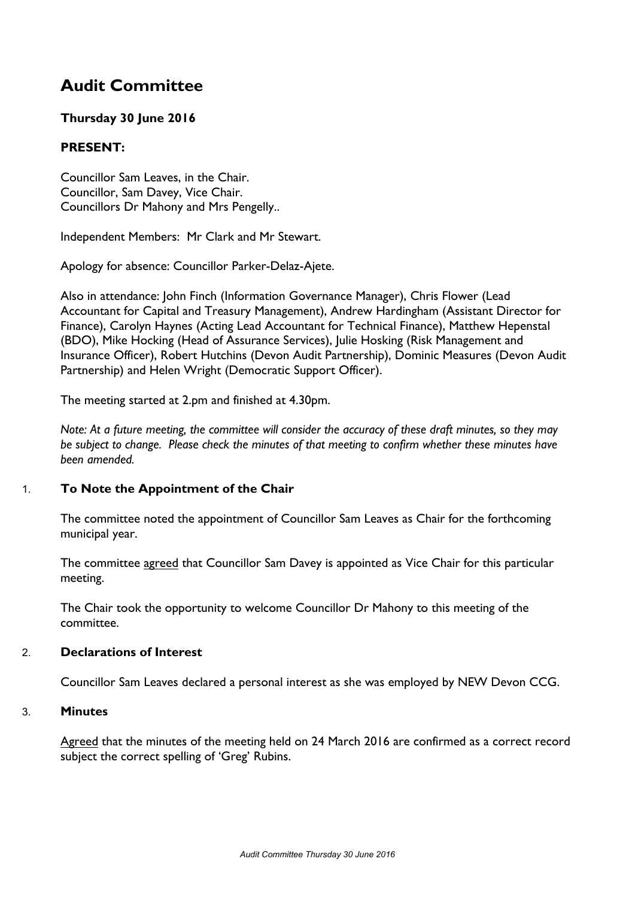# Audit Committee

**Thursday 30 June 2016**

**PRESENT:**

Councillor Sam Leaves, in the Chair.
Councillor, Sam Davey, Vice Chair.
Councillors Dr Mahony and Mrs Pengelly..

Independent Members: Mr Clark and Mr Stewart.

Apology for absence: Councillor Parker-Delaz-Ajete.

Also in attendance: John Finch (Information Governance Manager), Chris Flower (Lead Accountant for Capital and Treasury Management), Andrew Hardingham (Assistant Director for Finance), Carolyn Haynes (Acting Lead Accountant for Technical Finance), Matthew Hepenstal (BDO), Mike Hocking (Head of Assurance Services), Julie Hosking (Risk Management and Insurance Officer), Robert Hutchins (Devon Audit Partnership), Dominic Measures (Devon Audit Partnership) and Helen Wright (Democratic Support Officer).

The meeting started at 2.pm and finished at 4.30pm.

*Note: At a future meeting, the committee will consider the accuracy of these draft minutes, so they may be subject to change. Please check the minutes of that meeting to confirm whether these minutes have been amended.*

## 1. To Note the Appointment of the Chair

The committee noted the appointment of Councillor Sam Leaves as Chair for the forthcoming municipal year.

The committee agreed that Councillor Sam Davey is appointed as Vice Chair for this particular meeting.

The Chair took the opportunity to welcome Councillor Dr Mahony to this meeting of the committee.

## 2. Declarations of Interest

Councillor Sam Leaves declared a personal interest as she was employed by NEW Devon CCG.

## 3. Minutes

Agreed that the minutes of the meeting held on 24 March 2016 are confirmed as a correct record subject the correct spelling of 'Greg' Rubins.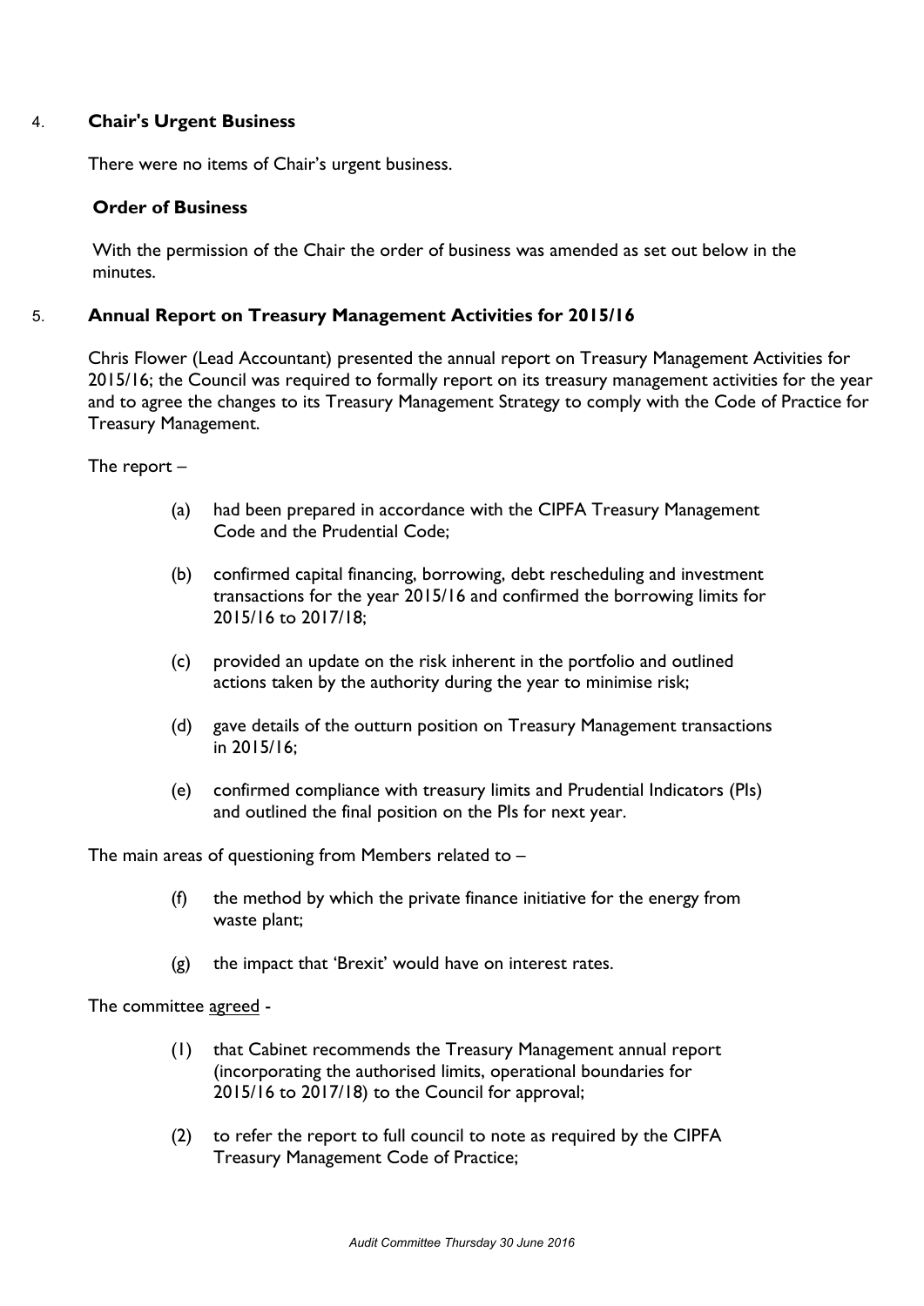## 4. Chair's Urgent Business

There were no items of Chair's urgent business.

### Order of Business

With the permission of the Chair the order of business was amended as set out below in the minutes.

## 5. Annual Report on Treasury Management Activities for 2015/16

Chris Flower (Lead Accountant) presented the annual report on Treasury Management Activities for 2015/16; the Council was required to formally report on its treasury management activities for the year and to agree the changes to its Treasury Management Strategy to comply with the Code of Practice for Treasury Management.

The report –

(a) had been prepared in accordance with the CIPFA Treasury Management Code and the Prudential Code;

(b) confirmed capital financing, borrowing, debt rescheduling and investment transactions for the year 2015/16 and confirmed the borrowing limits for 2015/16 to 2017/18;

(c) provided an update on the risk inherent in the portfolio and outlined actions taken by the authority during the year to minimise risk;

(d) gave details of the outturn position on Treasury Management transactions in 2015/16;

(e) confirmed compliance with treasury limits and Prudential Indicators (PIs) and outlined the final position on the PIs for next year.

The main areas of questioning from Members related to –

(f) the method by which the private finance initiative for the energy from waste plant;

(g) the impact that 'Brexit' would have on interest rates.

The committee agreed -

(1) that Cabinet recommends the Treasury Management annual report (incorporating the authorised limits, operational boundaries for 2015/16 to 2017/18) to the Council for approval;

(2) to refer the report to full council to note as required by the CIPFA Treasury Management Code of Practice;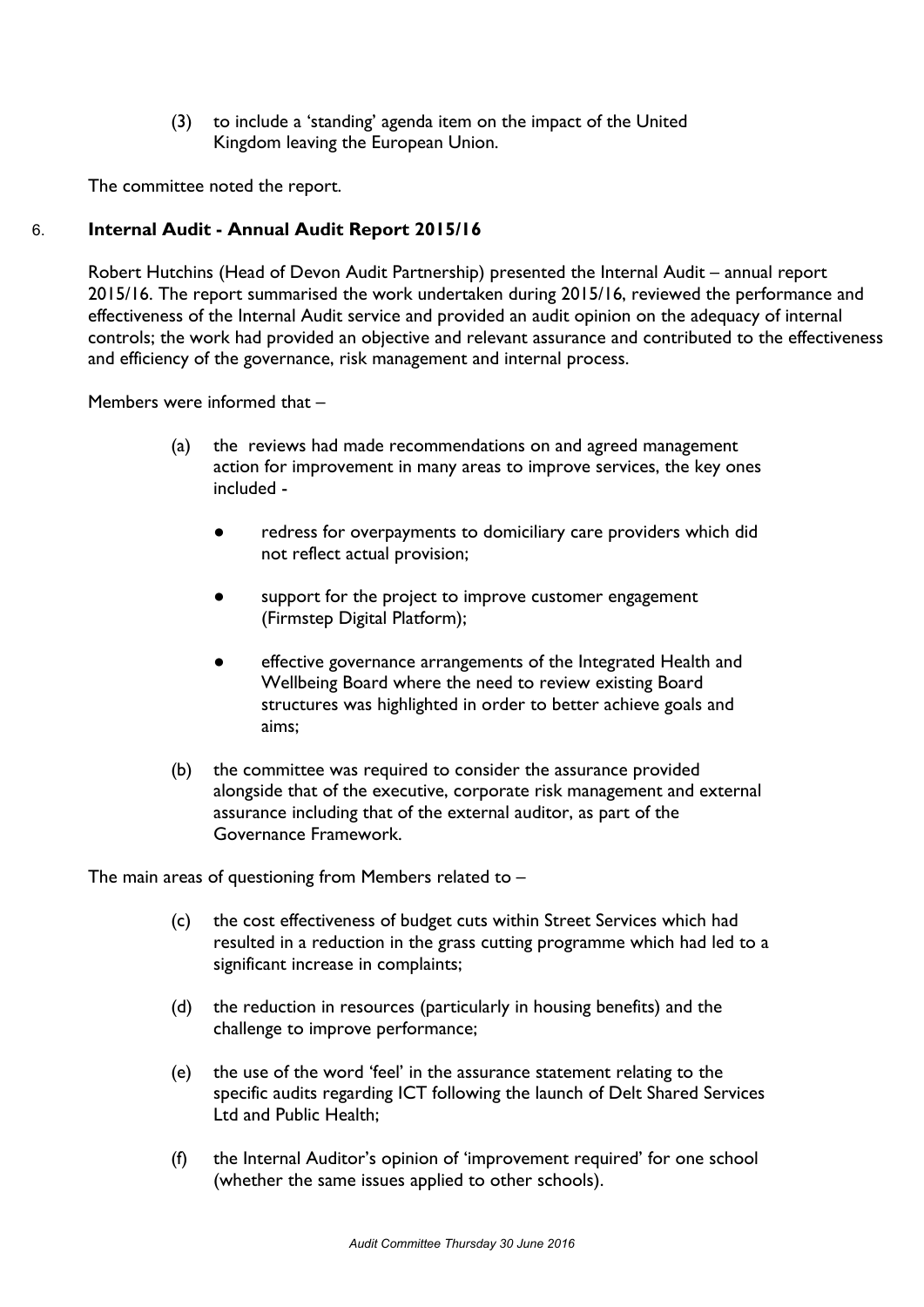(3) to include a 'standing' agenda item on the impact of the United Kingdom leaving the European Union.

The committee noted the report.

6. **Internal Audit - Annual Audit Report 2015/16**

Robert Hutchins (Head of Devon Audit Partnership) presented the Internal Audit – annual report 2015/16. The report summarised the work undertaken during 2015/16, reviewed the performance and effectiveness of the Internal Audit service and provided an audit opinion on the adequacy of internal controls; the work had provided an objective and relevant assurance and contributed to the effectiveness and efficiency of the governance, risk management and internal process.

Members were informed that –

(a) the reviews had made recommendations on and agreed management action for improvement in many areas to improve services, the key ones included -

- redress for overpayments to domiciliary care providers which did not reflect actual provision;
- support for the project to improve customer engagement (Firmstep Digital Platform);
- effective governance arrangements of the Integrated Health and Wellbeing Board where the need to review existing Board structures was highlighted in order to better achieve goals and aims;

(b) the committee was required to consider the assurance provided alongside that of the executive, corporate risk management and external assurance including that of the external auditor, as part of the Governance Framework.

The main areas of questioning from Members related to –

(c) the cost effectiveness of budget cuts within Street Services which had resulted in a reduction in the grass cutting programme which had led to a significant increase in complaints;

(d) the reduction in resources (particularly in housing benefits) and the challenge to improve performance;

(e) the use of the word 'feel' in the assurance statement relating to the specific audits regarding ICT following the launch of Delt Shared Services Ltd and Public Health;

(f) the Internal Auditor's opinion of 'improvement required' for one school (whether the same issues applied to other schools).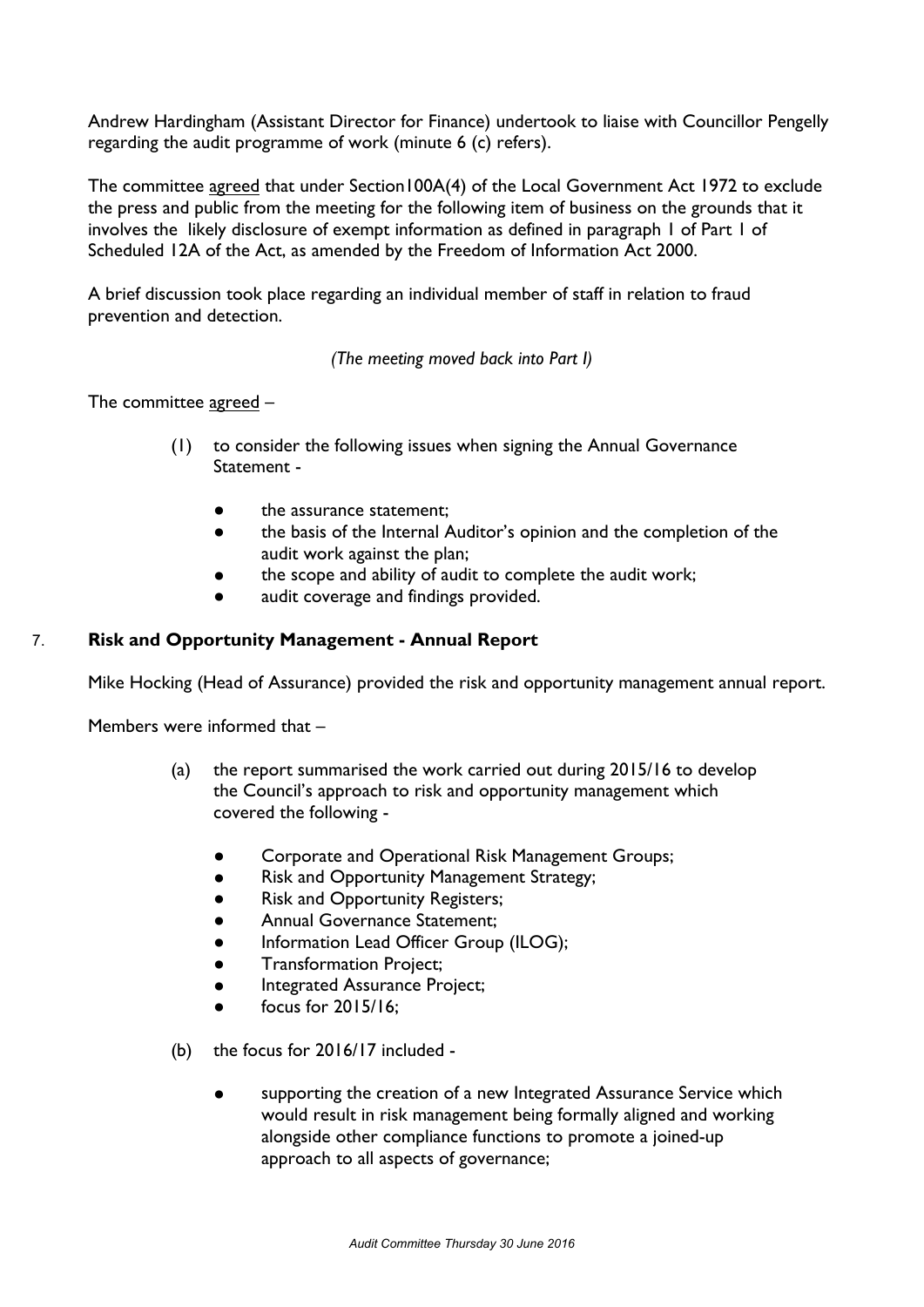Andrew Hardingham (Assistant Director for Finance) undertook to liaise with Councillor Pengelly regarding the audit programme of work (minute 6 (c) refers).

The committee agreed that under Section100A(4) of the Local Government Act 1972 to exclude the press and public from the meeting for the following item of business on the grounds that it involves the likely disclosure of exempt information as defined in paragraph 1 of Part 1 of Scheduled 12A of the Act, as amended by the Freedom of Information Act 2000.

A brief discussion took place regarding an individual member of staff in relation to fraud prevention and detection.

*(The meeting moved back into Part I)*

The committee agreed –

(1) to consider the following issues when signing the Annual Governance Statement -

- the assurance statement;
- the basis of the Internal Auditor's opinion and the completion of the audit work against the plan;
- the scope and ability of audit to complete the audit work;
- audit coverage and findings provided.

## 7. **Risk and Opportunity Management - Annual Report**

Mike Hocking (Head of Assurance) provided the risk and opportunity management annual report.

Members were informed that –

(a) the report summarised the work carried out during 2015/16 to develop the Council's approach to risk and opportunity management which covered the following -

- Corporate and Operational Risk Management Groups;
- Risk and Opportunity Management Strategy;
- Risk and Opportunity Registers;
- Annual Governance Statement;
- Information Lead Officer Group (ILOG);
- Transformation Project;
- Integrated Assurance Project;
- focus for 2015/16;

(b) the focus for 2016/17 included -

- supporting the creation of a new Integrated Assurance Service which would result in risk management being formally aligned and working alongside other compliance functions to promote a joined-up approach to all aspects of governance;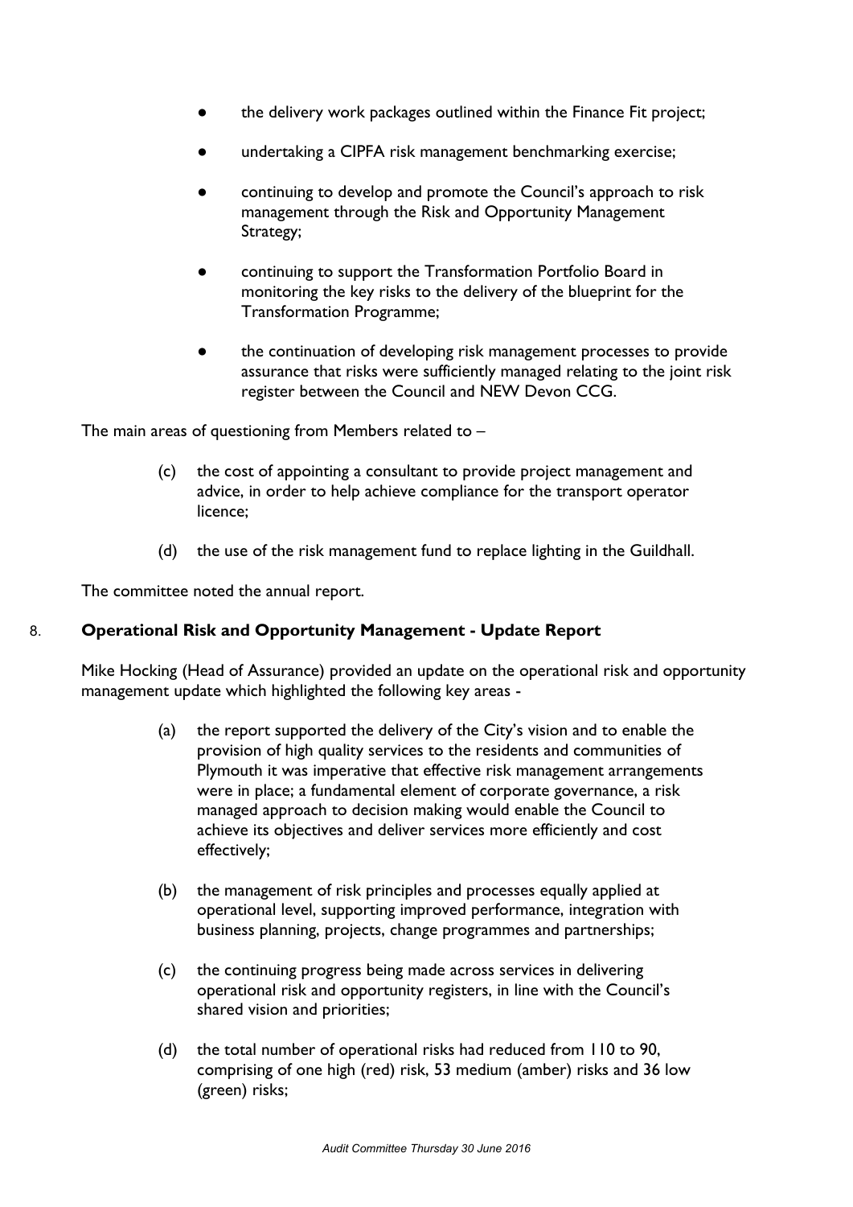- the delivery work packages outlined within the Finance Fit project;
- undertaking a CIPFA risk management benchmarking exercise;
- continuing to develop and promote the Council's approach to risk management through the Risk and Opportunity Management Strategy;
- continuing to support the Transformation Portfolio Board in monitoring the key risks to the delivery of the blueprint for the Transformation Programme;
- the continuation of developing risk management processes to provide assurance that risks were sufficiently managed relating to the joint risk register between the Council and NEW Devon CCG.

The main areas of questioning from Members related to –

(c) the cost of appointing a consultant to provide project management and advice, in order to help achieve compliance for the transport operator licence;

(d) the use of the risk management fund to replace lighting in the Guildhall.

The committee noted the annual report.

## 8. Operational Risk and Opportunity Management - Update Report

Mike Hocking (Head of Assurance) provided an update on the operational risk and opportunity management update which highlighted the following key areas -

(a) the report supported the delivery of the City's vision and to enable the provision of high quality services to the residents and communities of Plymouth it was imperative that effective risk management arrangements were in place; a fundamental element of corporate governance, a risk managed approach to decision making would enable the Council to achieve its objectives and deliver services more efficiently and cost effectively;

(b) the management of risk principles and processes equally applied at operational level, supporting improved performance, integration with business planning, projects, change programmes and partnerships;

(c) the continuing progress being made across services in delivering operational risk and opportunity registers, in line with the Council's shared vision and priorities;

(d) the total number of operational risks had reduced from 110 to 90, comprising of one high (red) risk, 53 medium (amber) risks and 36 low (green) risks;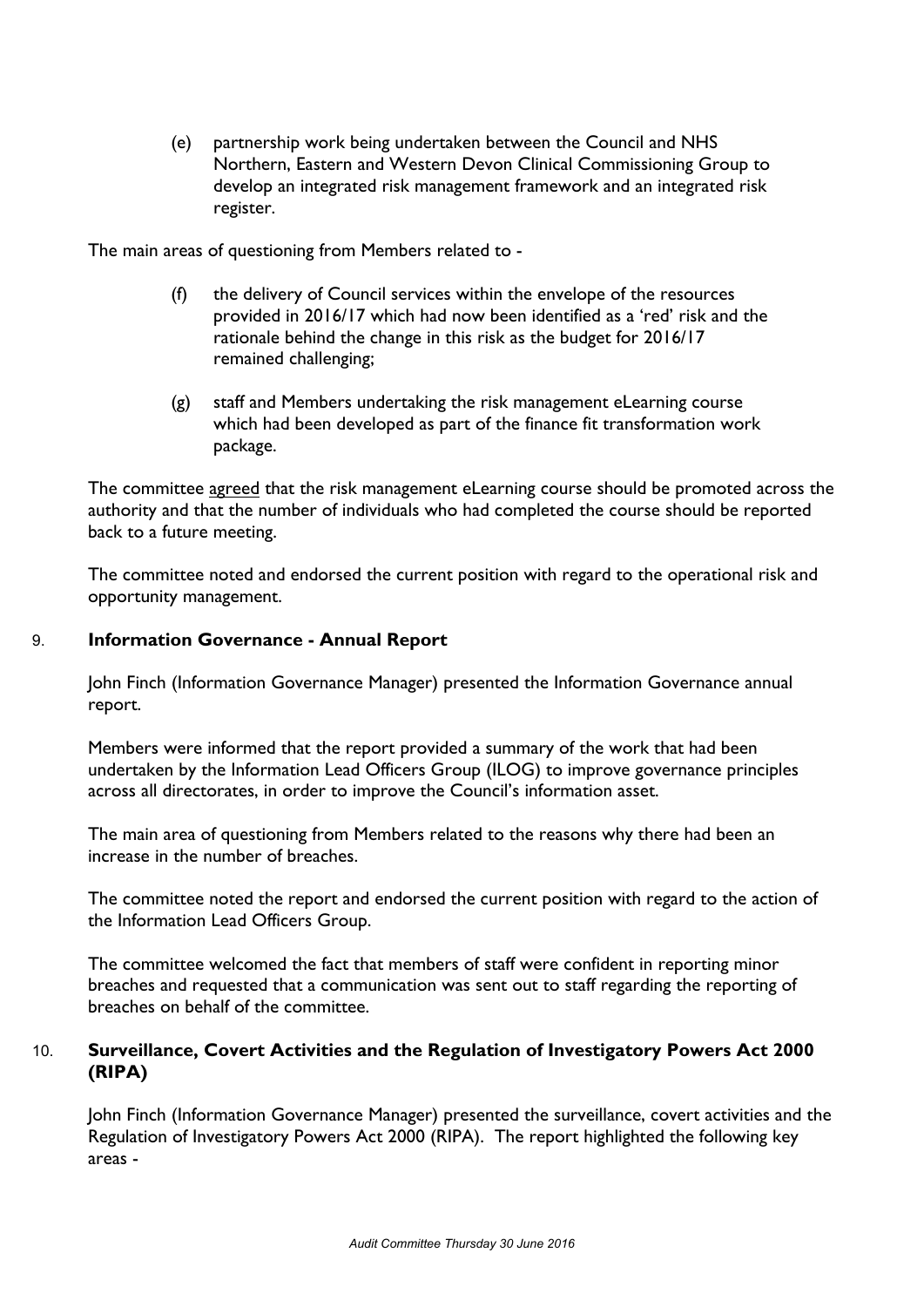(e) partnership work being undertaken between the Council and NHS Northern, Eastern and Western Devon Clinical Commissioning Group to develop an integrated risk management framework and an integrated risk register.

The main areas of questioning from Members related to -

(f) the delivery of Council services within the envelope of the resources provided in 2016/17 which had now been identified as a 'red' risk and the rationale behind the change in this risk as the budget for 2016/17 remained challenging;

(g) staff and Members undertaking the risk management eLearning course which had been developed as part of the finance fit transformation work package.

The committee agreed that the risk management eLearning course should be promoted across the authority and that the number of individuals who had completed the course should be reported back to a future meeting.

The committee noted and endorsed the current position with regard to the operational risk and opportunity management.

## 9. **Information Governance - Annual Report**

John Finch (Information Governance Manager) presented the Information Governance annual report.

Members were informed that the report provided a summary of the work that had been undertaken by the Information Lead Officers Group (ILOG) to improve governance principles across all directorates, in order to improve the Council's information asset.

The main area of questioning from Members related to the reasons why there had been an increase in the number of breaches.

The committee noted the report and endorsed the current position with regard to the action of the Information Lead Officers Group.

The committee welcomed the fact that members of staff were confident in reporting minor breaches and requested that a communication was sent out to staff regarding the reporting of breaches on behalf of the committee.

## 10. **Surveillance, Covert Activities and the Regulation of Investigatory Powers Act 2000 (RIPA)**

John Finch (Information Governance Manager) presented the surveillance, covert activities and the Regulation of Investigatory Powers Act 2000 (RIPA). The report highlighted the following key areas -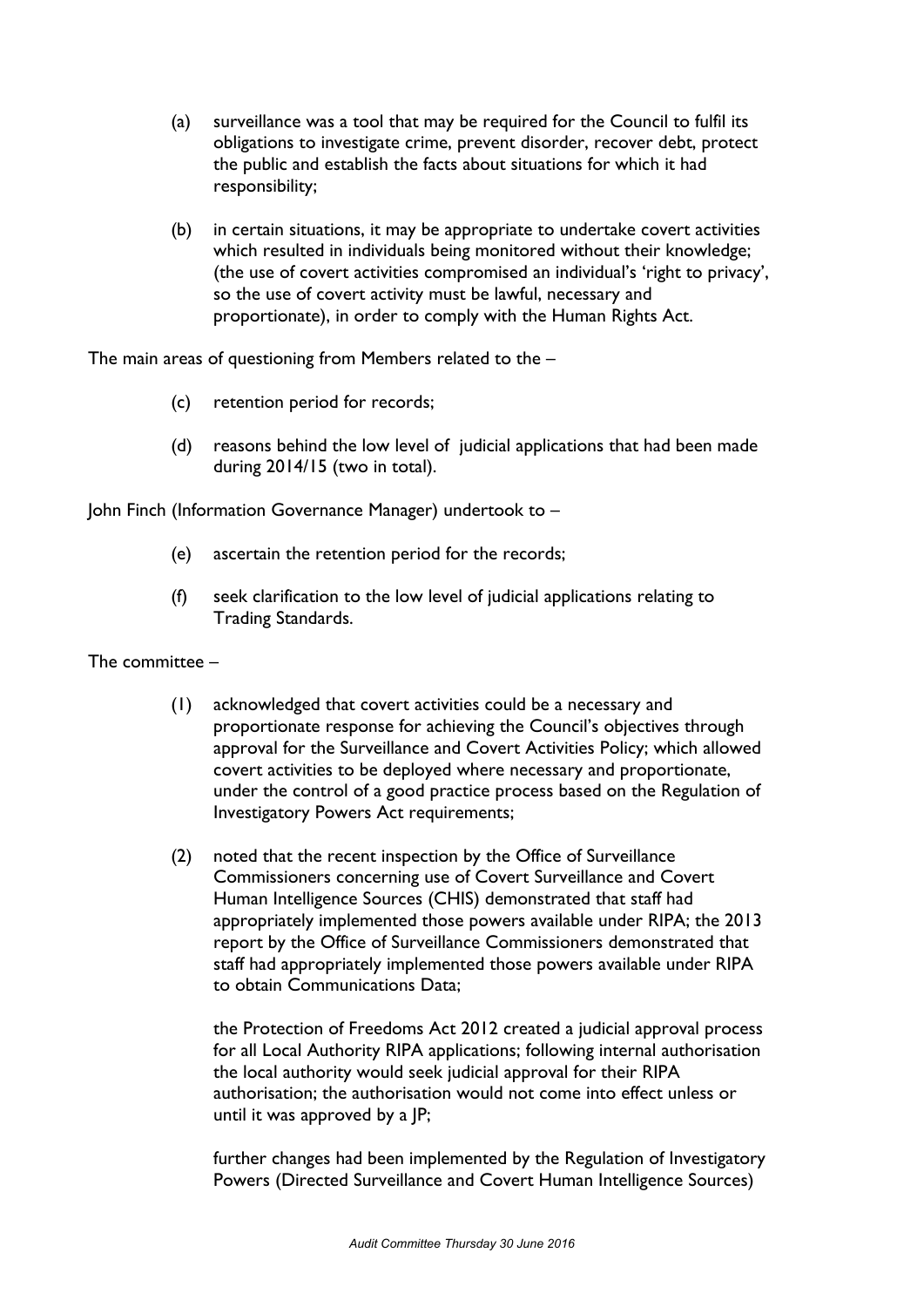(a) surveillance was a tool that may be required for the Council to fulfil its obligations to investigate crime, prevent disorder, recover debt, protect the public and establish the facts about situations for which it had responsibility;

(b) in certain situations, it may be appropriate to undertake covert activities which resulted in individuals being monitored without their knowledge; (the use of covert activities compromised an individual's 'right to privacy', so the use of covert activity must be lawful, necessary and proportionate), in order to comply with the Human Rights Act.

The main areas of questioning from Members related to the –

(c) retention period for records;

(d) reasons behind the low level of judicial applications that had been made during 2014/15 (two in total).

John Finch (Information Governance Manager) undertook to –

(e) ascertain the retention period for the records;

(f) seek clarification to the low level of judicial applications relating to Trading Standards.

The committee –

(1) acknowledged that covert activities could be a necessary and proportionate response for achieving the Council's objectives through approval for the Surveillance and Covert Activities Policy; which allowed covert activities to be deployed where necessary and proportionate, under the control of a good practice process based on the Regulation of Investigatory Powers Act requirements;

(2) noted that the recent inspection by the Office of Surveillance Commissioners concerning use of Covert Surveillance and Covert Human Intelligence Sources (CHIS) demonstrated that staff had appropriately implemented those powers available under RIPA; the 2013 report by the Office of Surveillance Commissioners demonstrated that staff had appropriately implemented those powers available under RIPA to obtain Communications Data;

the Protection of Freedoms Act 2012 created a judicial approval process for all Local Authority RIPA applications; following internal authorisation the local authority would seek judicial approval for their RIPA authorisation; the authorisation would not come into effect unless or until it was approved by a JP;

further changes had been implemented by the Regulation of Investigatory Powers (Directed Surveillance and Covert Human Intelligence Sources)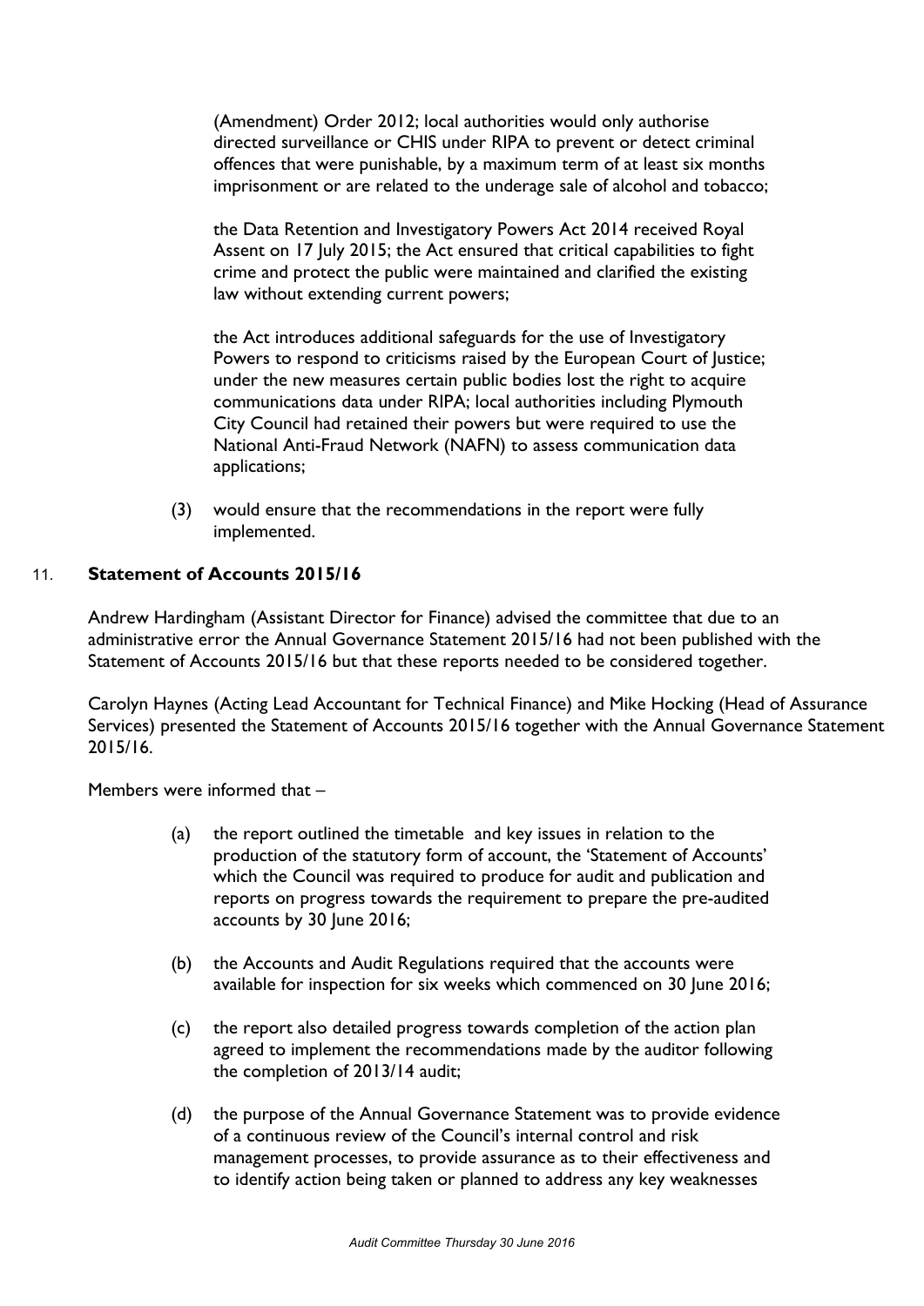(Amendment) Order 2012; local authorities would only authorise directed surveillance or CHIS under RIPA to prevent or detect criminal offences that were punishable, by a maximum term of at least six months imprisonment or are related to the underage sale of alcohol and tobacco;

the Data Retention and Investigatory Powers Act 2014 received Royal Assent on 17 July 2015; the Act ensured that critical capabilities to fight crime and protect the public were maintained and clarified the existing law without extending current powers;

the Act introduces additional safeguards for the use of Investigatory Powers to respond to criticisms raised by the European Court of Justice; under the new measures certain public bodies lost the right to acquire communications data under RIPA; local authorities including Plymouth City Council had retained their powers but were required to use the National Anti-Fraud Network (NAFN) to assess communication data applications;

(3) would ensure that the recommendations in the report were fully implemented.

## 11. Statement of Accounts 2015/16

Andrew Hardingham (Assistant Director for Finance) advised the committee that due to an administrative error the Annual Governance Statement 2015/16 had not been published with the Statement of Accounts 2015/16 but that these reports needed to be considered together.

Carolyn Haynes (Acting Lead Accountant for Technical Finance) and Mike Hocking (Head of Assurance Services) presented the Statement of Accounts 2015/16 together with the Annual Governance Statement 2015/16.

Members were informed that –

(a) the report outlined the timetable and key issues in relation to the production of the statutory form of account, the 'Statement of Accounts' which the Council was required to produce for audit and publication and reports on progress towards the requirement to prepare the pre-audited accounts by 30 June 2016;

(b) the Accounts and Audit Regulations required that the accounts were available for inspection for six weeks which commenced on 30 June 2016;

(c) the report also detailed progress towards completion of the action plan agreed to implement the recommendations made by the auditor following the completion of 2013/14 audit;

(d) the purpose of the Annual Governance Statement was to provide evidence of a continuous review of the Council's internal control and risk management processes, to provide assurance as to their effectiveness and to identify action being taken or planned to address any key weaknesses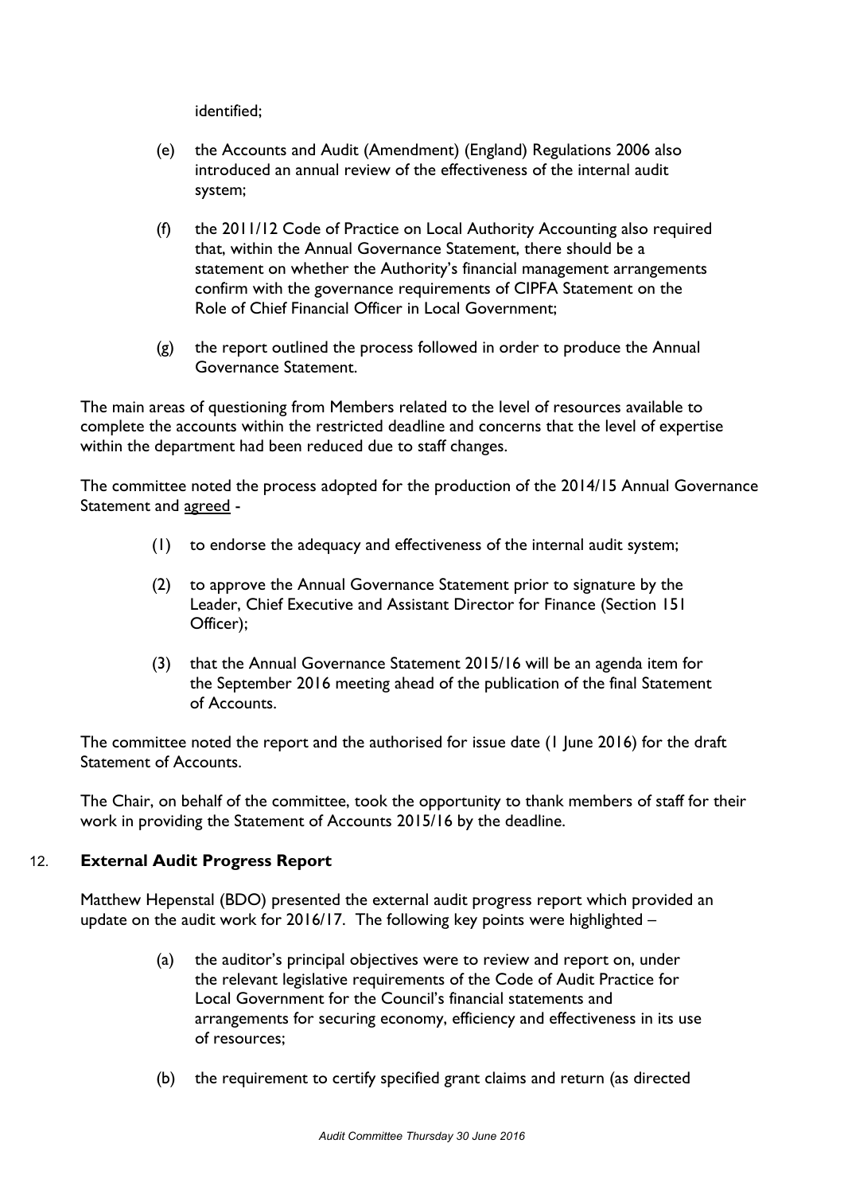identified;

(e) the Accounts and Audit (Amendment) (England) Regulations 2006 also introduced an annual review of the effectiveness of the internal audit system;

(f) the 2011/12 Code of Practice on Local Authority Accounting also required that, within the Annual Governance Statement, there should be a statement on whether the Authority's financial management arrangements confirm with the governance requirements of CIPFA Statement on the Role of Chief Financial Officer in Local Government;

(g) the report outlined the process followed in order to produce the Annual Governance Statement.

The main areas of questioning from Members related to the level of resources available to complete the accounts within the restricted deadline and concerns that the level of expertise within the department had been reduced due to staff changes.

The committee noted the process adopted for the production of the 2014/15 Annual Governance Statement and agreed -

(1) to endorse the adequacy and effectiveness of the internal audit system;

(2) to approve the Annual Governance Statement prior to signature by the Leader, Chief Executive and Assistant Director for Finance (Section 151 Officer);

(3) that the Annual Governance Statement 2015/16 will be an agenda item for the September 2016 meeting ahead of the publication of the final Statement of Accounts.

The committee noted the report and the authorised for issue date (1 June 2016) for the draft Statement of Accounts.

The Chair, on behalf of the committee, took the opportunity to thank members of staff for their work in providing the Statement of Accounts 2015/16 by the deadline.

## 12. External Audit Progress Report

Matthew Hepenstal (BDO) presented the external audit progress report which provided an update on the audit work for 2016/17. The following key points were highlighted –

(a) the auditor's principal objectives were to review and report on, under the relevant legislative requirements of the Code of Audit Practice for Local Government for the Council's financial statements and arrangements for securing economy, efficiency and effectiveness in its use of resources;

(b) the requirement to certify specified grant claims and return (as directed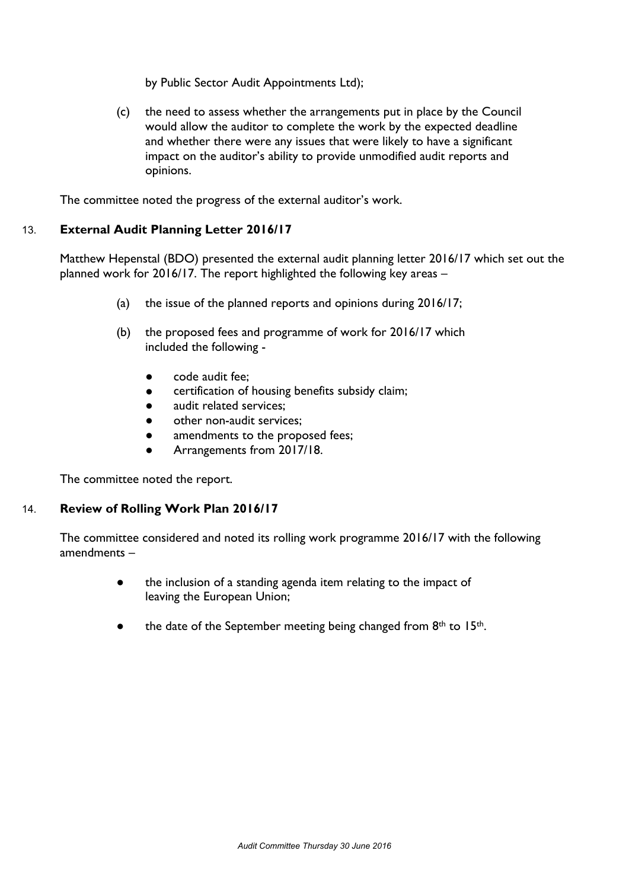by Public Sector Audit Appointments Ltd);

(c) the need to assess whether the arrangements put in place by the Council would allow the auditor to complete the work by the expected deadline and whether there were any issues that were likely to have a significant impact on the auditor's ability to provide unmodified audit reports and opinions.

The committee noted the progress of the external auditor's work.

## 13. External Audit Planning Letter 2016/17

Matthew Hepenstal (BDO) presented the external audit planning letter 2016/17 which set out the planned work for 2016/17. The report highlighted the following key areas –

(a) the issue of the planned reports and opinions during 2016/17;

(b) the proposed fees and programme of work for 2016/17 which included the following -

- code audit fee;
- certification of housing benefits subsidy claim;
- audit related services;
- other non-audit services;
- amendments to the proposed fees;
- Arrangements from 2017/18.

The committee noted the report.

## 14. Review of Rolling Work Plan 2016/17

The committee considered and noted its rolling work programme 2016/17 with the following amendments –

- the inclusion of a standing agenda item relating to the impact of leaving the European Union;
- the date of the September meeting being changed from 8th to 15th.